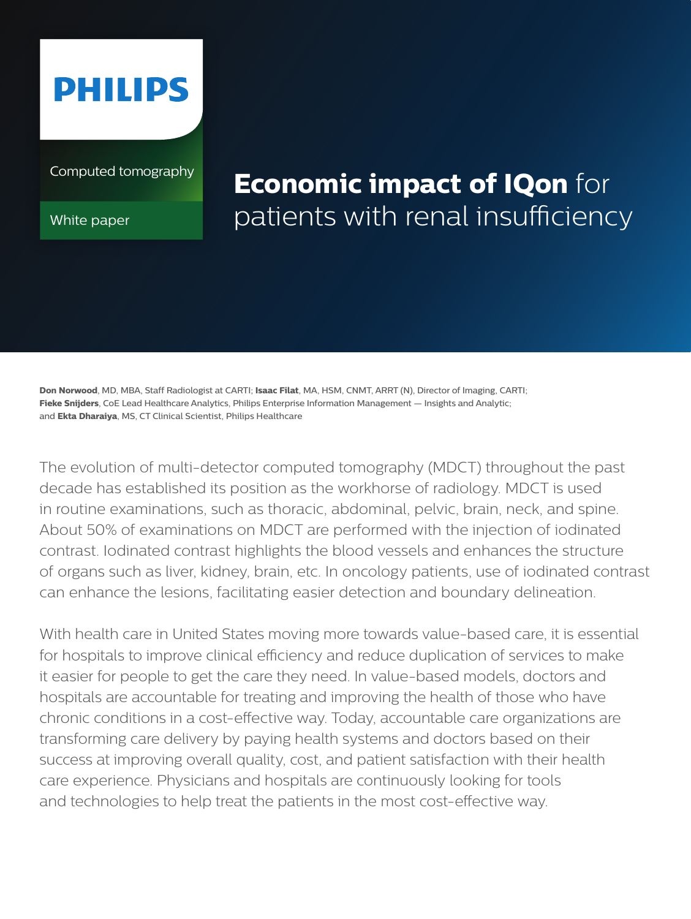PHILIPS

Computed tomography

White paper

# Economic impact of IQon for patients with renal insufficiency

**Don Norwood**, MD, MBA, Staff Radiologist at CARTI; **Isaac Filat**, MA, HSM, CNMT, ARRT (N), Director of Imaging, CARTI; **Fieke Snijders**, CoE Lead Healthcare Analytics, Philips Enterprise Information Management — Insights and Analytic; and **Ekta Dharaiya**, MS, CT Clinical Scientist, Philips Healthcare

The evolution of multi-detector computed tomography (MDCT) throughout the past decade has established its position as the workhorse of radiology. MDCT is used in routine examinations, such as thoracic, abdominal, pelvic, brain, neck, and spine. About 50% of examinations on MDCT are performed with the injection of iodinated contrast. Iodinated contrast highlights the blood vessels and enhances the structure of organs such as liver, kidney, brain, etc. In oncology patients, use of iodinated contrast can enhance the lesions, facilitating easier detection and boundary delineation.

With health care in United States moving more towards value-based care, it is essential for hospitals to improve clinical efficiency and reduce duplication of services to make it easier for people to get the care they need. In value-based models, doctors and hospitals are accountable for treating and improving the health of those who have chronic conditions in a cost-effective way. Today, accountable care organizations are transforming care delivery by paying health systems and doctors based on their success at improving overall quality, cost, and patient satisfaction with their health care experience. Physicians and hospitals are continuously looking for tools and technologies to help treat the patients in the most cost-effective way.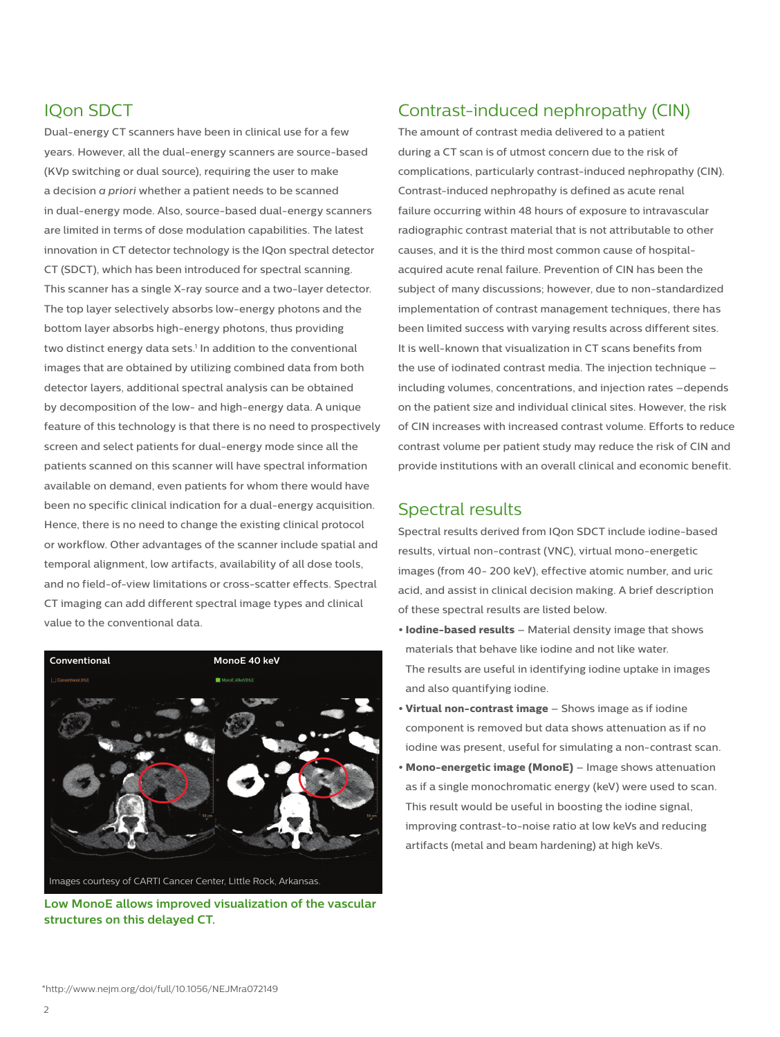## IQon SDCT

Dual-energy CT scanners have been in clinical use for a few years. However, all the dual-energy scanners are source-based (KVp switching or dual source), requiring the user to make a decision *a priori* whether a patient needs to be scanned in dual-energy mode. Also, source-based dual-energy scanners are limited in terms of dose modulation capabilities. The latest innovation in CT detector technology is the IQon spectral detector CT (SDCT), which has been introduced for spectral scanning. This scanner has a single X-ray source and a two-layer detector. The top layer selectively absorbs low-energy photons and the bottom layer absorbs high-energy photons, thus providing two distinct energy data sets.[1] In addition to the conventional images that are obtained by utilizing combined data from both detector layers, additional spectral analysis can be obtained by decomposition of the low- and high-energy data. A unique feature of this technology is that there is no need to prospectively screen and select patients for dual-energy mode since all the patients scanned on this scanner will have spectral information available on demand, even patients for whom there would have been no specific clinical indication for a dual-energy acquisition. Hence, there is no need to change the existing clinical protocol or workflow. Other advantages of the scanner include spatial and temporal alignment, low artifacts, availability of all dose tools, and no field-of-view limitations or cross-scatter effects. Spectral CT imaging can add different spectral image types and clinical value to the conventional data.

Conventional | MonoE 40 keV

Images courtesy of CARTI Cancer Center, Little Rock, Arkansas.

**Low MonoE allows improved visualization of the vascular structures on this delayed CT.**

## Contrast-induced nephropathy (CIN)

The amount of contrast media delivered to a patient during a CT scan is of utmost concern due to the risk of complications, particularly contrast-induced nephropathy (CIN). Contrast-induced nephropathy is defined as acute renal failure occurring within 48 hours of exposure to intravascular radiographic contrast material that is not attributable to other causes, and it is the third most common cause of hospital-acquired acute renal failure. Prevention of CIN has been the subject of many discussions; however, due to non-standardized implementation of contrast management techniques, there has been limited success with varying results across different sites. It is well-known that visualization in CT scans benefits from the use of iodinated contrast media. The injection technique – including volumes, concentrations, and injection rates –depends on the patient size and individual clinical sites. However, the risk of CIN increases with increased contrast volume. Efforts to reduce contrast volume per patient study may reduce the risk of CIN and provide institutions with an overall clinical and economic benefit.

## Spectral results

Spectral results derived from IQon SDCT include iodine-based results, virtual non-contrast (VNC), virtual mono-energetic images (from 40- 200 keV), effective atomic number, and uric acid, and assist in clinical decision making. A brief description of these spectral results are listed below.

- **Iodine-based results** – Material density image that shows materials that behave like iodine and not like water. The results are useful in identifying iodine uptake in images and also quantifying iodine.
- **Virtual non-contrast image** – Shows image as if iodine component is removed but data shows attenuation as if no iodine was present, useful for simulating a non-contrast scan.
- **Mono-energetic image (MonoE)** – Image shows attenuation as if a single monochromatic energy (keV) were used to scan. This result would be useful in boosting the iodine signal, improving contrast-to-noise ratio at low keVs and reducing artifacts (metal and beam hardening) at high keVs.

*http://www.nejm.org/doi/full/10.1056/NEJMra072149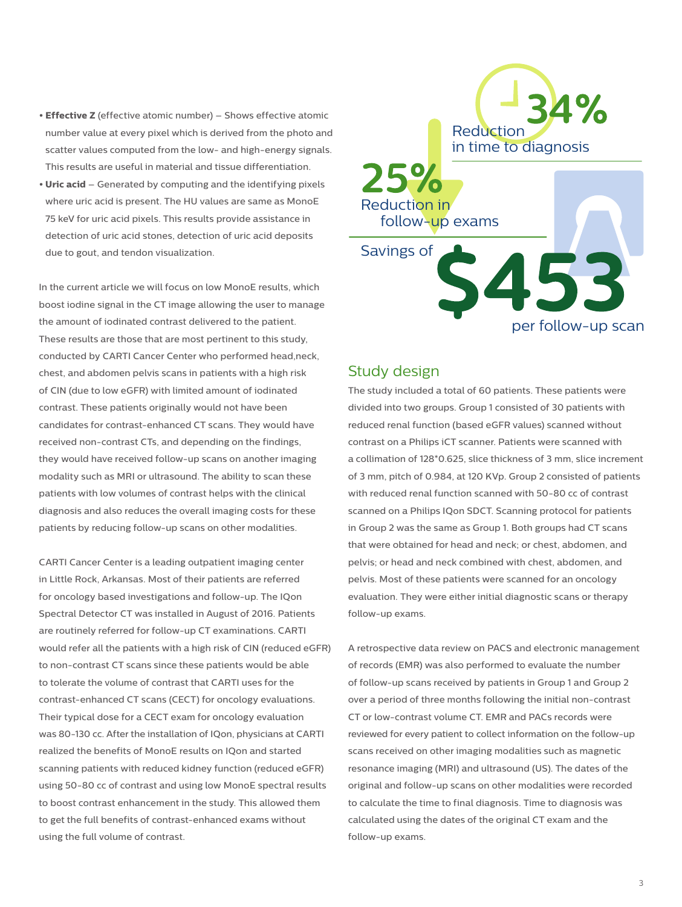- **Effective Z** (effective atomic number) – Shows effective atomic number value at every pixel which is derived from the photo and scatter values computed from the low- and high-energy signals. This results are useful in material and tissue differentiation.
- **Uric acid** – Generated by computing and the identifying pixels where uric acid is present. The HU values are same as MonoE 75 keV for uric acid pixels. This results provide assistance in detection of uric acid stones, detection of uric acid deposits due to gout, and tendon visualization.

In the current article we will focus on low MonoE results, which boost iodine signal in the CT image allowing the user to manage the amount of iodinated contrast delivered to the patient. These results are those that are most pertinent to this study, conducted by CARTI Cancer Center who performed head,neck, chest, and abdomen pelvis scans in patients with a high risk of CIN (due to low eGFR) with limited amount of iodinated contrast. These patients originally would not have been candidates for contrast-enhanced CT scans. They would have received non-contrast CTs, and depending on the findings, they would have received follow-up scans on another imaging modality such as MRI or ultrasound. The ability to scan these patients with low volumes of contrast helps with the clinical diagnosis and also reduces the overall imaging costs for these patients by reducing follow-up scans on other modalities.

CARTI Cancer Center is a leading outpatient imaging center in Little Rock, Arkansas. Most of their patients are referred for oncology based investigations and follow-up. The IQon Spectral Detector CT was installed in August of 2016. Patients are routinely referred for follow-up CT examinations. CARTI would refer all the patients with a high risk of CIN (reduced eGFR) to non-contrast CT scans since these patients would be able to tolerate the volume of contrast that CARTI uses for the contrast-enhanced CT scans (CECT) for oncology evaluations. Their typical dose for a CECT exam for oncology evaluation was 80-130 cc. After the installation of IQon, physicians at CARTI realized the benefits of MonoE results on IQon and started scanning patients with reduced kidney function (reduced eGFR) using 50-80 cc of contrast and using low MonoE spectral results to boost contrast enhancement in the study. This allowed them to get the full benefits of contrast-enhanced exams without using the full volume of contrast.

**34%** Reduction in time to diagnosis

**25%** Reduction in follow-up exams

Savings of **$453** per follow-up scan

## Study design

The study included a total of 60 patients. These patients were divided into two groups. Group 1 consisted of 30 patients with reduced renal function (based eGFR values) scanned without contrast on a Philips iCT scanner. Patients were scanned with a collimation of 128*0.625, slice thickness of 3 mm, slice increment of 3 mm, pitch of 0.984, at 120 KVp. Group 2 consisted of patients with reduced renal function scanned with 50-80 cc of contrast scanned on a Philips IQon SDCT. Scanning protocol for patients in Group 2 was the same as Group 1. Both groups had CT scans that were obtained for head and neck; or chest, abdomen, and pelvis; or head and neck combined with chest, abdomen, and pelvis. Most of these patients were scanned for an oncology evaluation. They were either initial diagnostic scans or therapy follow-up exams.

A retrospective data review on PACS and electronic management of records (EMR) was also performed to evaluate the number of follow-up scans received by patients in Group 1 and Group 2 over a period of three months following the initial non-contrast CT or low-contrast volume CT. EMR and PACs records were reviewed for every patient to collect information on the follow-up scans received on other imaging modalities such as magnetic resonance imaging (MRI) and ultrasound (US). The dates of the original and follow-up scans on other modalities were recorded to calculate the time to final diagnosis. Time to diagnosis was calculated using the dates of the original CT exam and the follow-up exams.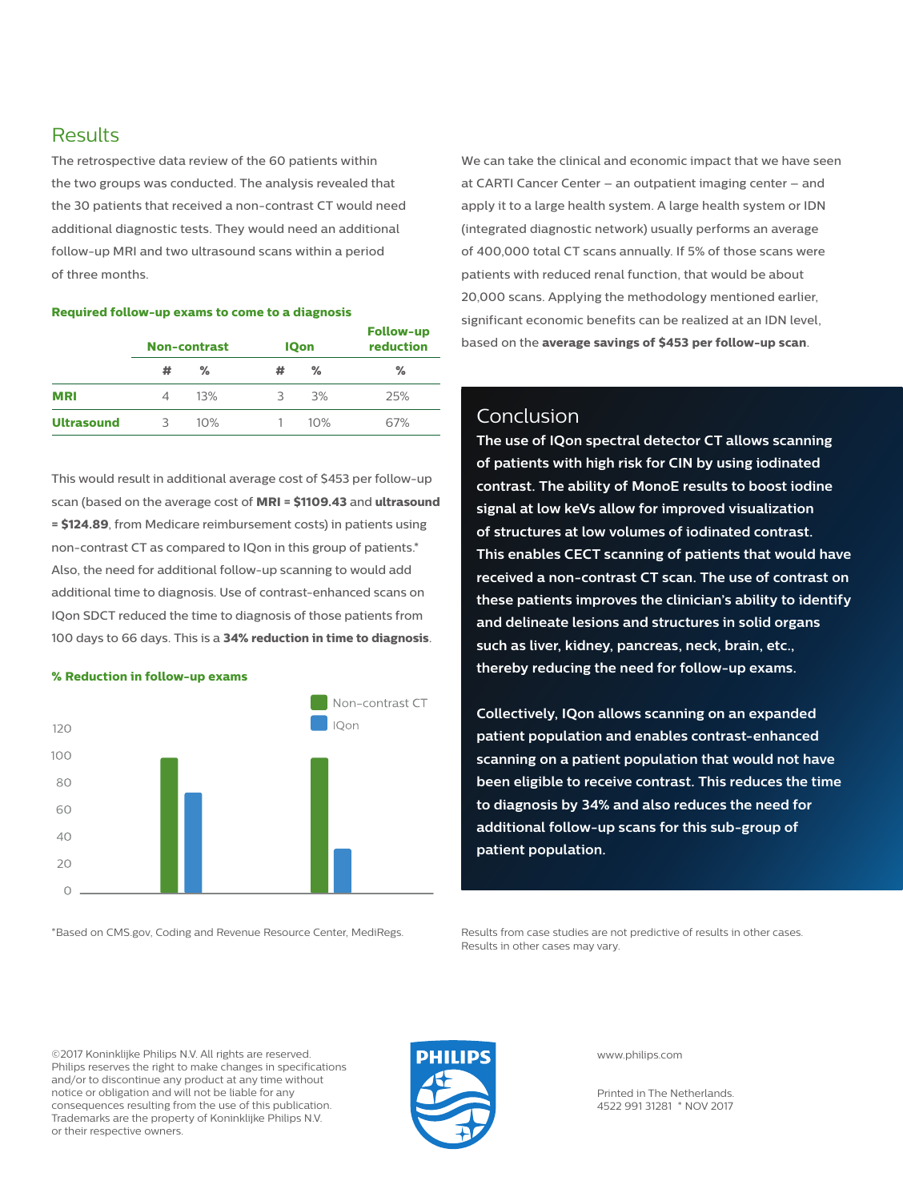## Results

The retrospective data review of the 60 patients within the two groups was conducted. The analysis revealed that the 30 patients that received a non-contrast CT would need additional diagnostic tests. They would need an additional follow-up MRI and two ultrasound scans within a period of three months.

**Required follow-up exams to come to a diagnosis**

| | Non-contrast | | IQon | | Follow-up reduction |
|---|---|---|---|---|---|
| | # | % | # | % | % |
| **MRI** | 4 | 13% | 3 | 3% | 25% |
| **Ultrasound** | 3 | 10% | 1 | 10% | 67% |

This would result in additional average cost of $453 per follow-up scan (based on the average cost of **MRI = $1109.43** and **ultrasound = $124.89**, from Medicare reimbursement costs) in patients using non-contrast CT as compared to IQon in this group of patients.* Also, the need for additional follow-up scanning to would add additional time to diagnosis. Use of contrast-enhanced scans on IQon SDCT reduced the time to diagnosis of those patients from 100 days to 66 days. This is a **34% reduction in time to diagnosis**.

**% Reduction in follow-up exams**

Non-contrast CT
IQon
120
100
80
60
40
20
0

*Based on CMS.gov, Coding and Revenue Resource Center, MediRegs.

We can take the clinical and economic impact that we have seen at CARTI Cancer Center – an outpatient imaging center – and apply it to a large health system. A large health system or IDN (integrated diagnostic network) usually performs an average of 400,000 total CT scans annually. If 5% of those scans were patients with reduced renal function, that would be about 20,000 scans. Applying the methodology mentioned earlier, significant economic benefits can be realized at an IDN level, based on the **average savings of $453 per follow-up scan**.

## Conclusion

**The use of IQon spectral detector CT allows scanning of patients with high risk for CIN by using iodinated contrast. The ability of MonoE results to boost iodine signal at low keVs allow for improved visualization of structures at low volumes of iodinated contrast. This enables CECT scanning of patients that would have received a non-contrast CT scan. The use of contrast on these patients improves the clinician's ability to identify and delineate lesions and structures in solid organs such as liver, kidney, pancreas, neck, brain, etc., thereby reducing the need for follow-up exams.**

**Collectively, IQon allows scanning on an expanded patient population and enables contrast-enhanced scanning on a patient population that would not have been eligible to receive contrast. This reduces the time to diagnosis by 34% and also reduces the need for additional follow-up scans for this sub-group of patient population.**

Results from case studies are not predictive of results in other cases. Results in other cases may vary.

©2017 Koninklijke Philips N.V. All rights are reserved. Philips reserves the right to make changes in specifications and/or to discontinue any product at any time without notice or obligation and will not be liable for any consequences resulting from the use of this publication. Trademarks are the property of Koninklijke Philips N.V. or their respective owners.

PHILIPS

www.philips.com

Printed in The Netherlands.
4522 991 31281 * NOV 2017